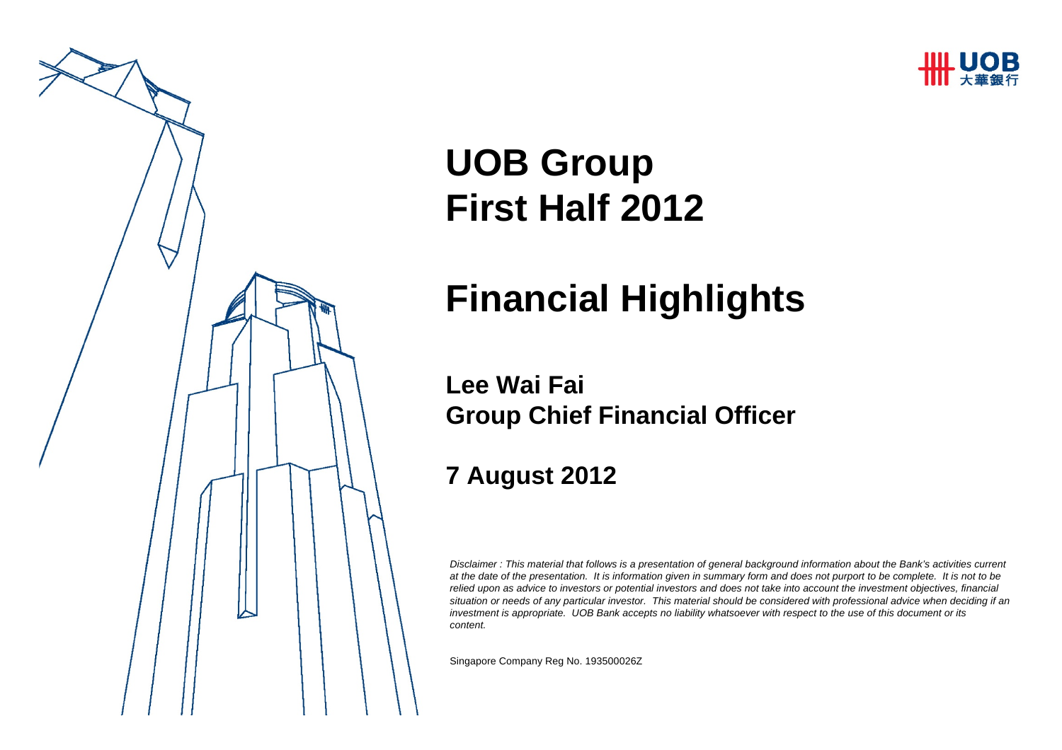# UOB Group
# First Half 2012

# Financial Highlights

**Lee Wai Fai**
**Group Chief Financial Officer**

**7 August 2012**

*Disclaimer : This material that follows is a presentation of general background information about the Bank's activities current at the date of the presentation. It is information given in summary form and does not purport to be complete. It is not to be relied upon as advice to investors or potential investors and does not take into account the investment objectives, financial situation or needs of any particular investor. This material should be considered with professional advice when deciding if an investment is appropriate. UOB Bank accepts no liability whatsoever with respect to the use of this document or its content.*

Singapore Company Reg No. 193500026Z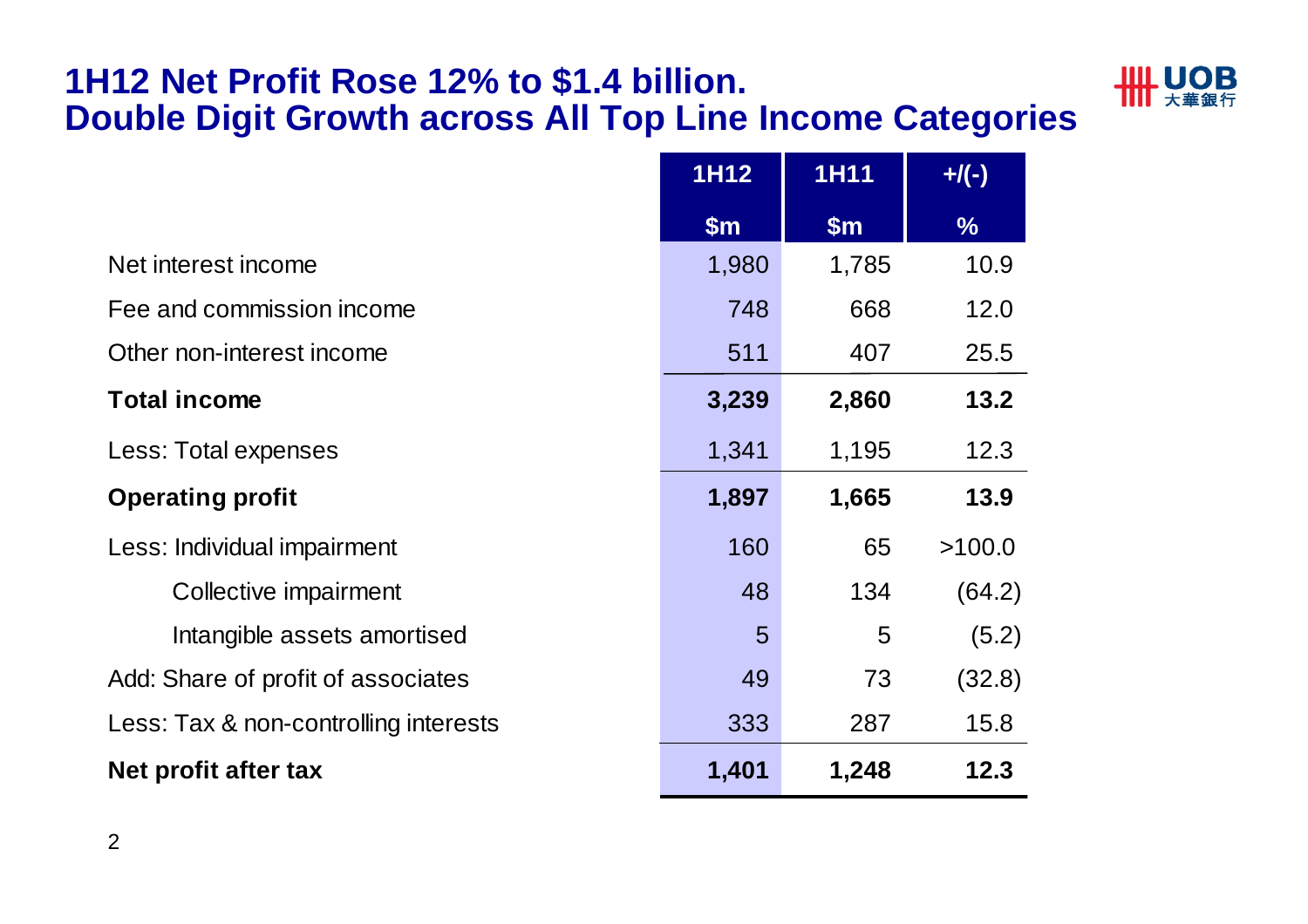# 1H12 Net Profit Rose 12% to $1.4 billion. Double Digit Growth across All Top Line Income Categories

| | 1H12 $m | 1H11 $m | +/(-) % |
|---|---|---|---|
| Net interest income | 1,980 | 1,785 | 10.9 |
| Fee and commission income | 748 | 668 | 12.0 |
| Other non-interest income | 511 | 407 | 25.5 |
| **Total income** | **3,239** | **2,860** | **13.2** |
| Less: Total expenses | 1,341 | 1,195 | 12.3 |
| **Operating profit** | **1,897** | **1,665** | **13.9** |
| Less: Individual impairment | 160 | 65 | >100.0 |
| Collective impairment | 48 | 134 | (64.2) |
| Intangible assets amortised | 5 | 5 | (5.2) |
| Add: Share of profit of associates | 49 | 73 | (32.8) |
| Less: Tax & non-controlling interests | 333 | 287 | 15.8 |
| **Net profit after tax** | **1,401** | **1,248** | **12.3** |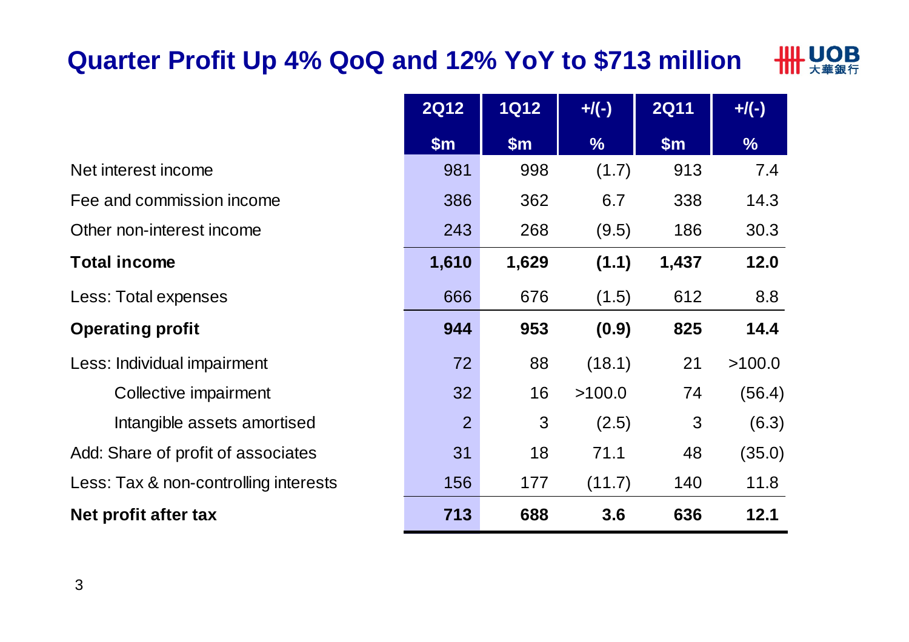# Quarter Profit Up 4% QoQ and 12% YoY to $713 million

| | 2Q12 | 1Q12 | +/(-) | 2Q11 | +/(-) |
|---|---|---|---|---|---|
| | $m | $m | % | $m | % |
| Net interest income | 981 | 998 | (1.7) | 913 | 7.4 |
| Fee and commission income | 386 | 362 | 6.7 | 338 | 14.3 |
| Other non-interest income | 243 | 268 | (9.5) | 186 | 30.3 |
| **Total income** | **1,610** | **1,629** | **(1.1)** | **1,437** | **12.0** |
| Less: Total expenses | 666 | 676 | (1.5) | 612 | 8.8 |
| **Operating profit** | **944** | **953** | **(0.9)** | **825** | **14.4** |
| Less: Individual impairment | 72 | 88 | (18.1) | 21 | >100.0 |
| Collective impairment | 32 | 16 | >100.0 | 74 | (56.4) |
| Intangible assets amortised | 2 | 3 | (2.5) | 3 | (6.3) |
| Add: Share of profit of associates | 31 | 18 | 71.1 | 48 | (35.0) |
| Less: Tax & non-controlling interests | 156 | 177 | (11.7) | 140 | 11.8 |
| **Net profit after tax** | **713** | **688** | **3.6** | **636** | **12.1** |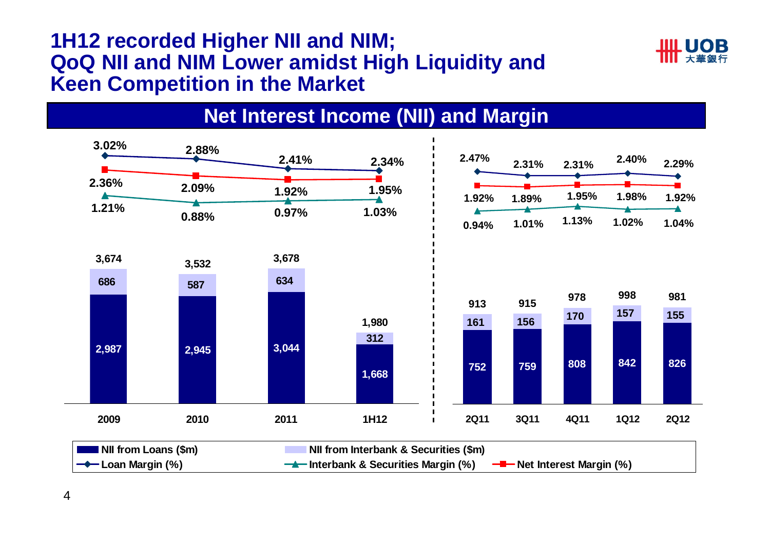# 1H12 recorded Higher NII and NIM; QoQ NII and NIM Lower amidst High Liquidity and Keen Competition in the Market

## Net Interest Income (NII) and Margin

| | 2009 | 2010 | 2011 | 1H12 |
|---|---|---|---|---|
| Loan Margin (%) | 3.02% | 2.88% | 2.41% | 2.34% |
| Net Interest Margin (%) | 2.36% | 2.09% | 1.92% | 1.95% |
| Interbank & Securities Margin (%) | 1.21% | 0.88% | 0.97% | 1.03% |
| NII from Loans ($m) | 2,987 | 2,945 | 3,044 | 1,668 |
| NII from Interbank & Securities ($m) | 686 | 587 | 634 | 312 |
| Total NII ($m) | 3,674 | 3,532 | 3,678 | 1,980 |

| | 2Q11 | 3Q11 | 4Q11 | 1Q12 | 2Q12 |
|---|---|---|---|---|---|
| Loan Margin (%) | 2.47% | 2.31% | 2.31% | 2.40% | 2.29% |
| Net Interest Margin (%) | 1.92% | 1.89% | 1.95% | 1.98% | 1.92% |
| Interbank & Securities Margin (%) | 0.94% | 1.01% | 1.13% | 1.02% | 1.04% |
| NII from Loans ($m) | 752 | 759 | 808 | 842 | 826 |
| NII from Interbank & Securities ($m) | 161 | 156 | 170 | 157 | 155 |
| Total NII ($m) | 913 | 915 | 978 | 998 | 981 |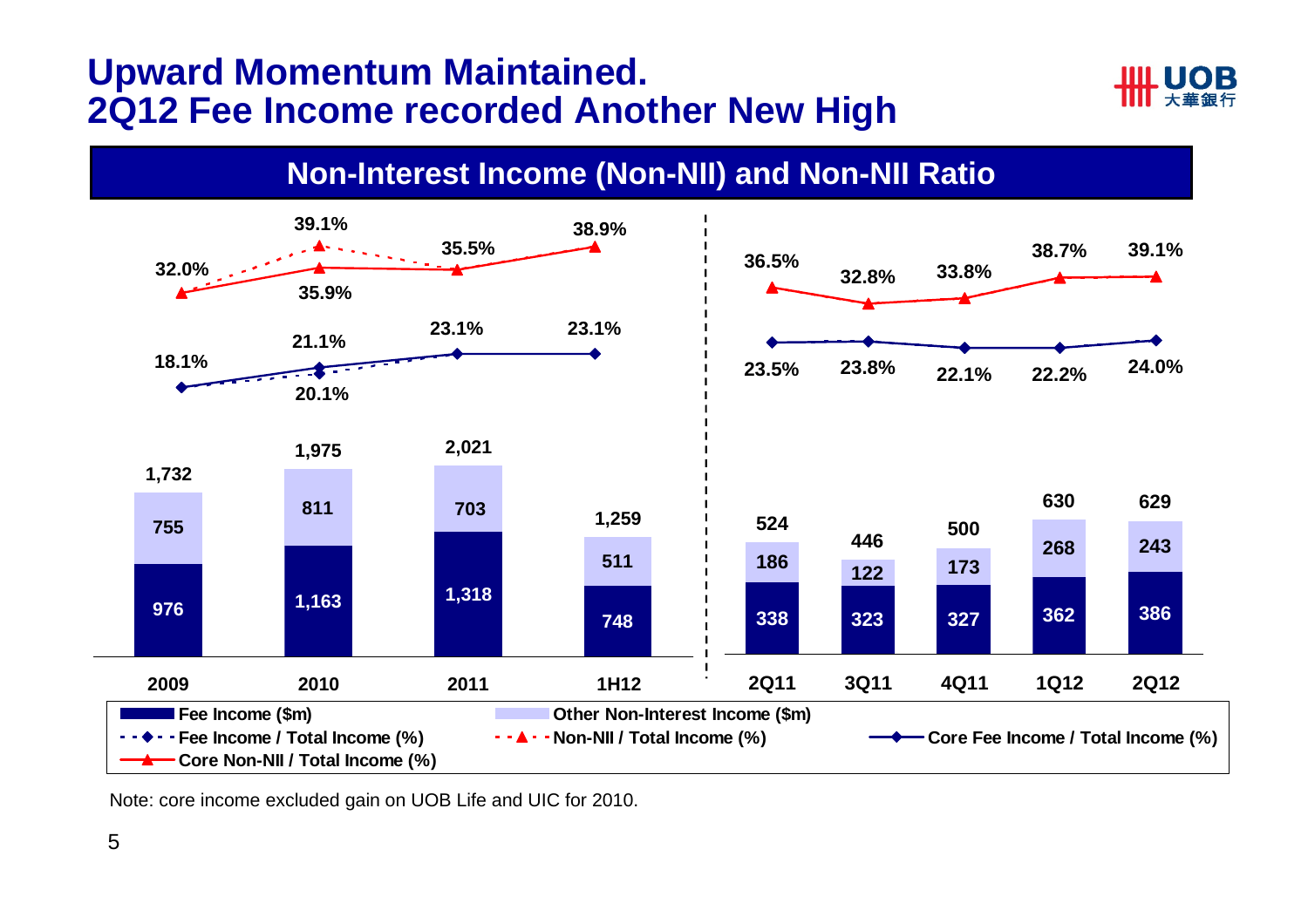# Upward Momentum Maintained.
# 2Q12 Fee Income recorded Another New High

## Non-Interest Income (Non-NII) and Non-NII Ratio

| Period | Fee Income ($m) | Other Non-Interest Income ($m) | Total Non-NII ($m) | Fee Income / Total Income (%) | Non-NII / Total Income (%) | Core Fee Income / Total Income (%) | Core Non-NII / Total Income (%) |
|---|---|---|---|---|---|---|---|
| 2009 | 976 | 755 | 1,732 | 18.1% | 32.0% | 18.1% | 32.0% |
| 2010 | 1,163 | 811 | 1,975 | 20.1% | 39.1% | 21.1% | 35.9% |
| 2011 | 1,318 | 703 | 2,021 | 23.1% | 35.5% | 23.1% | 35.5% |
| 1H12 | 748 | 511 | 1,259 | 23.1% | 38.9% | 23.1% | 38.9% |
| 2Q11 | 338 | 186 | 524 | 23.5% | 36.5% | 23.5% | 36.5% |
| 3Q11 | 323 | 122 | 446 | 23.8% | 32.8% | 23.8% | 32.8% |
| 4Q11 | 327 | 173 | 500 | 22.1% | 33.8% | 22.1% | 33.8% |
| 1Q12 | 362 | 268 | 630 | 22.2% | 38.7% | 22.2% | 38.7% |
| 2Q12 | 386 | 243 | 629 | 24.0% | 39.1% | 24.0% | 39.1% |

Note: core income excluded gain on UOB Life and UIC for 2010.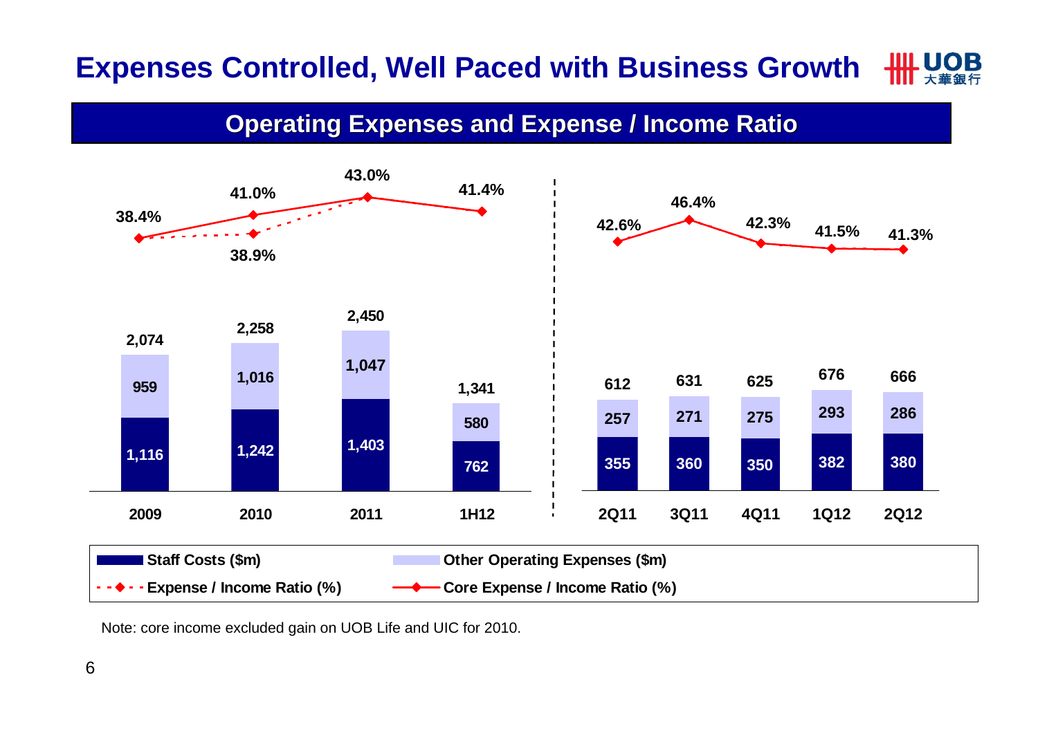# Expenses Controlled, Well Paced with Business Growth

## Operating Expenses and Expense / Income Ratio

| | 2009 | 2010 | 2011 | 1H12 |
|---|---|---|---|---|
| Staff Costs ($m) | 1,116 | 1,242 | 1,403 | 762 |
| Other Operating Expenses ($m) | 959 | 1,016 | 1,047 | 580 |
| Total ($m) | 2,074 | 2,258 | 2,450 | 1,341 |
| Expense / Income Ratio (%) | 38.4% | 38.9% | 43.0% | 41.4% |
| Core Expense / Income Ratio (%) | 38.4% | 41.0% | 43.0% | 41.4% |

| | 2Q11 | 3Q11 | 4Q11 | 1Q12 | 2Q12 |
|---|---|---|---|---|---|
| Staff Costs ($m) | 355 | 360 | 350 | 382 | 380 |
| Other Operating Expenses ($m) | 257 | 271 | 275 | 293 | 286 |
| Total ($m) | 612 | 631 | 625 | 676 | 666 |
| Core Expense / Income Ratio (%) | 42.6% | 46.4% | 42.3% | 41.5% | 41.3% |

Note: core income excluded gain on UOB Life and UIC for 2010.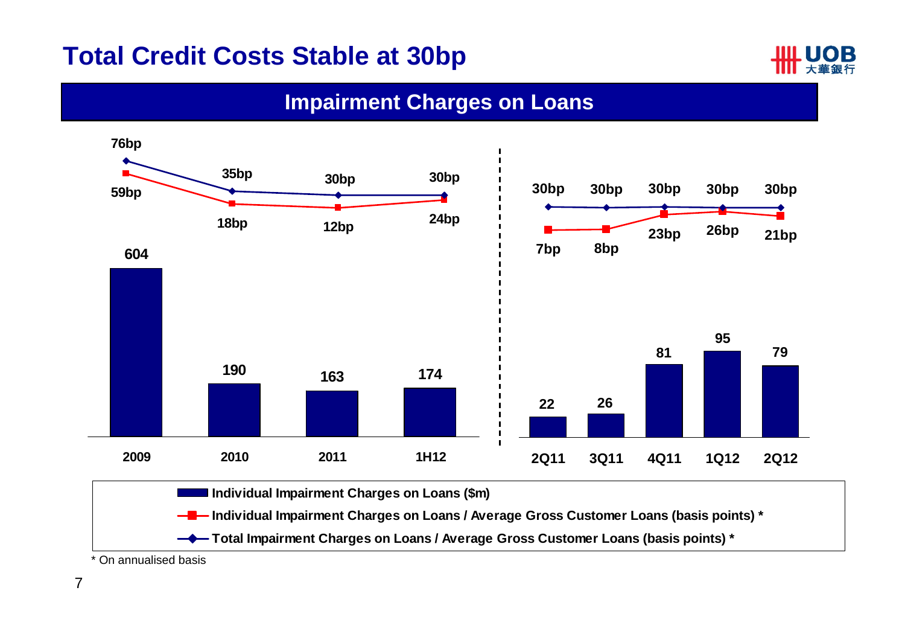# Total Credit Costs Stable at 30bp

## Impairment Charges on Loans

| Period | Individual Impairment Charges on Loans ($m) | Individual Impairment Charges on Loans / Average Gross Customer Loans (basis points) * | Total Impairment Charges on Loans / Average Gross Customer Loans (basis points) * |
|---|---|---|---|
| 2009 | 604 | 59bp | 76bp |
| 2010 | 190 | 18bp | 35bp |
| 2011 | 163 | 12bp | 30bp |
| 1H12 | 174 | 24bp | 30bp |
| 2Q11 | 22 | 7bp | 30bp |
| 3Q11 | 26 | 8bp | 30bp |
| 4Q11 | 81 | 23bp | 30bp |
| 1Q12 | 95 | 26bp | 30bp |
| 2Q12 | 79 | 21bp | 30bp |

* On annualised basis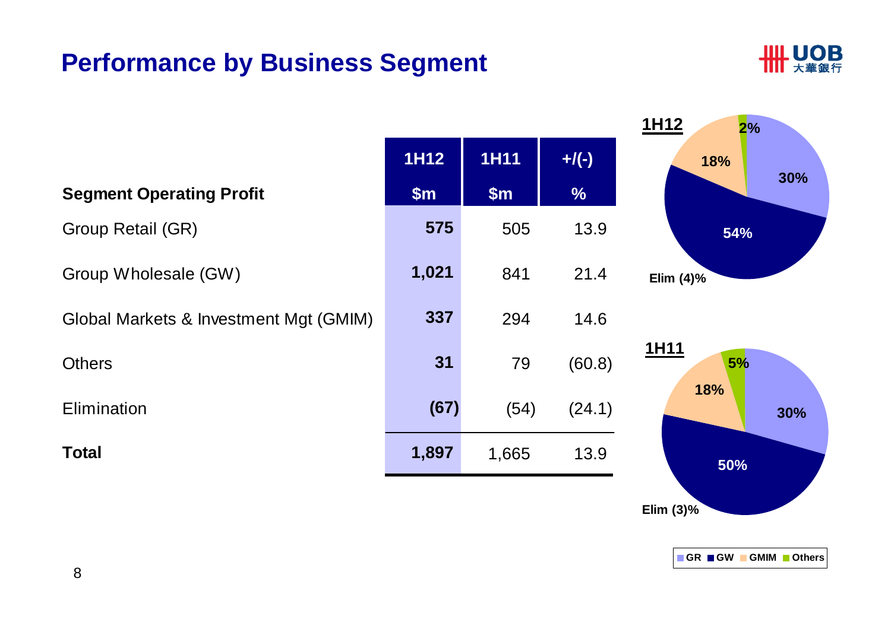# Performance by Business Segment

| Segment Operating Profit | 1H12 $m | 1H11 $m | +/(-) % |
|---|---|---|---|
| Group Retail (GR) | **575** | 505 | 13.9 |
| Group Wholesale (GW) | **1,021** | 841 | 21.4 |
| Global Markets & Investment Mgt (GMIM) | **337** | 294 | 14.6 |
| Others | **31** | 79 | (60.8) |
| Elimination | **(67)** | (54) | (24.1) |
| **Total** | **1,897** | 1,665 | 13.9 |

**1H12**

- GR: 30%
- GW: 54%
- GMIM: 18%
- Others: 2%
- Elim (4)%

**1H11**

- GR: 30%
- GW: 50%
- GMIM: 18%
- Others: 5%
- Elim (3)%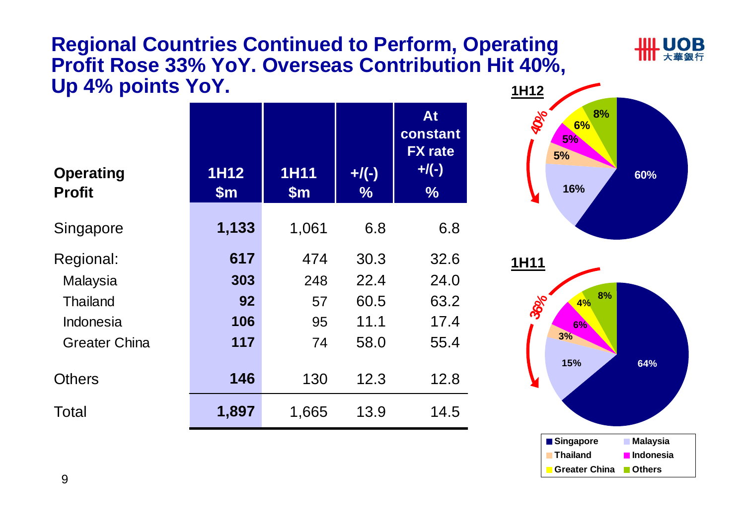# Regional Countries Continued to Perform, Operating Profit Rose 33% YoY. Overseas Contribution Hit 40%, Up 4% points YoY.

| Operating Profit | 1H12 $m | 1H11 $m | +/(-) % | At constant FX rate +/(-) % |
|---|---|---|---|---|
| Singapore | **1,133** | 1,061 | 6.8 | 6.8 |
| Regional: | **617** | 474 | 30.3 | 32.6 |
| Malaysia | **303** | 248 | 22.4 | 24.0 |
| Thailand | **92** | 57 | 60.5 | 63.2 |
| Indonesia | **106** | 95 | 11.1 | 17.4 |
| Greater China | **117** | 74 | 58.0 | 55.4 |
| Others | **146** | 130 | 12.3 | 12.8 |
| Total | **1,897** | 1,665 | 13.9 | 14.5 |

**1H12**

| Segment | Share |
|---|---|
| Singapore | 60% |
| Malaysia | 16% |
| Thailand | 5% |
| Indonesia | 5% |
| Greater China | 6% |
| Others | 8% |

Overseas: 40%

**1H11**

| Segment | Share |
|---|---|
| Singapore | 64% |
| Malaysia | 15% |
| Thailand | 3% |
| Indonesia | 6% |
| Greater China | 4% |
| Others | 8% |

Overseas: 36%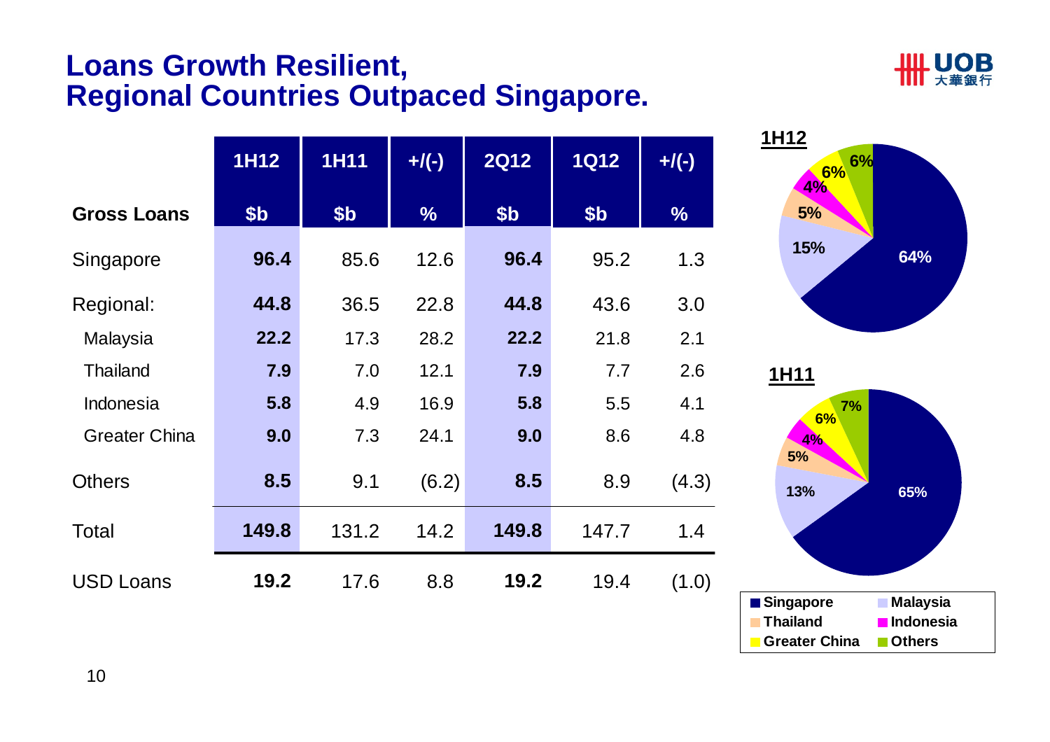# Loans Growth Resilient, Regional Countries Outpaced Singapore.

| Gross Loans | 1H12 $b | 1H11 $b | +/(-) % | 2Q12 $b | 1Q12 $b | +/(-) % |
|---|---|---|---|---|---|---|
| Singapore | **96.4** | 85.6 | 12.6 | **96.4** | 95.2 | 1.3 |
| Regional: | **44.8** | 36.5 | 22.8 | **44.8** | 43.6 | 3.0 |
| Malaysia | **22.2** | 17.3 | 28.2 | **22.2** | 21.8 | 2.1 |
| Thailand | **7.9** | 7.0 | 12.1 | **7.9** | 7.7 | 2.6 |
| Indonesia | **5.8** | 4.9 | 16.9 | **5.8** | 5.5 | 4.1 |
| Greater China | **9.0** | 7.3 | 24.1 | **9.0** | 8.6 | 4.8 |
| Others | **8.5** | 9.1 | (6.2) | **8.5** | 8.9 | (4.3) |
| Total | **149.8** | 131.2 | 14.2 | **149.8** | 147.7 | 1.4 |
| USD Loans | **19.2** | 17.6 | 8.8 | **19.2** | 19.4 | (1.0) |

**1H12**

| Singapore | Malaysia | Thailand | Indonesia | Greater China | Others |
|---|---|---|---|---|---|
| 64% | 15% | 5% | 4% | 6% | 6% |

**1H11**

| Singapore | Malaysia | Thailand | Indonesia | Greater China | Others |
|---|---|---|---|---|---|
| 65% | 13% | 5% | 4% | 6% | 7% |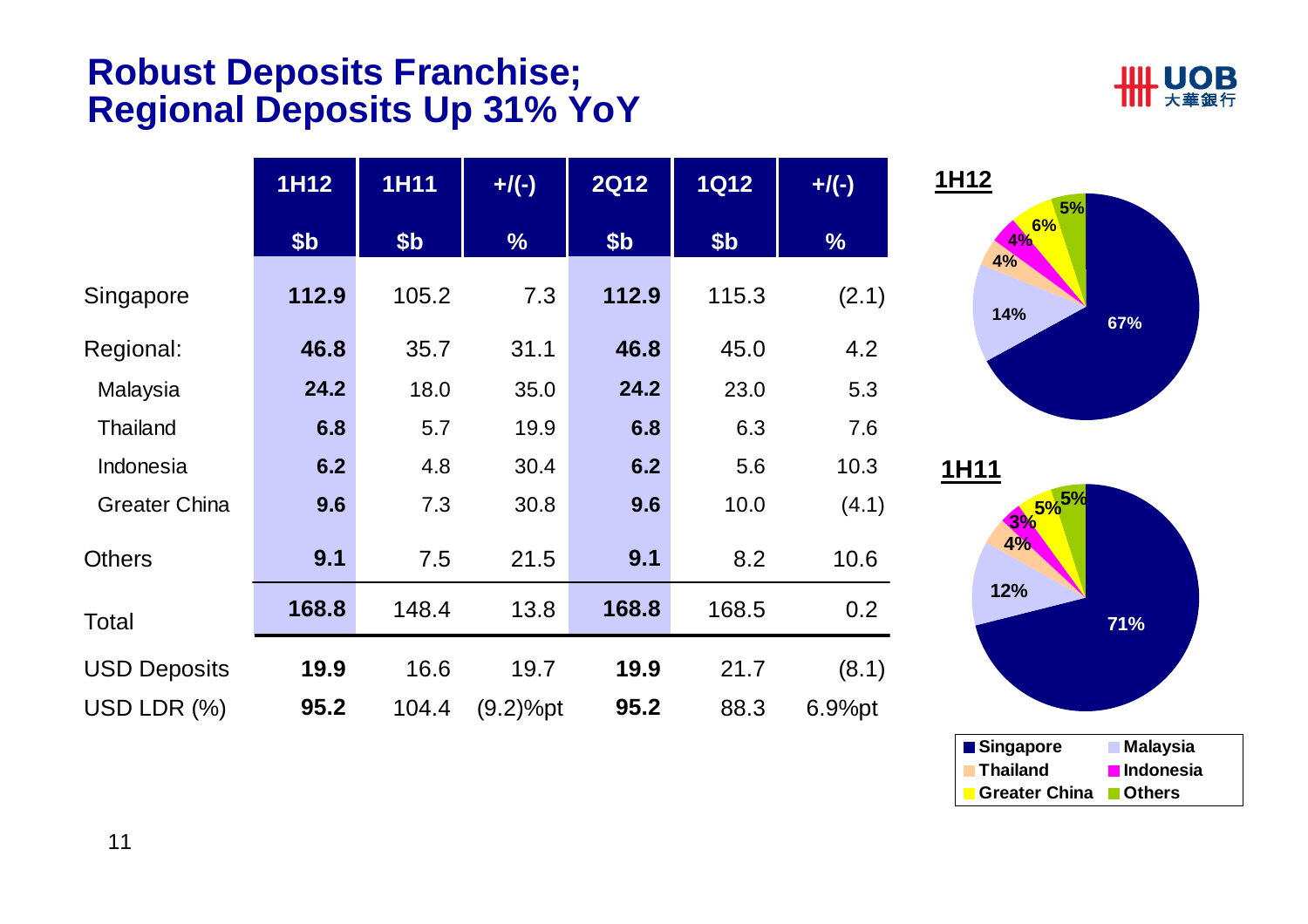# Robust Deposits Franchise; Regional Deposits Up 31% YoY

| | 1H12 $b | 1H11 $b | +/(-) % | 2Q12 $b | 1Q12 $b | +/(-) % |
|---|---|---|---|---|---|---|
| Singapore | **112.9** | 105.2 | 7.3 | **112.9** | 115.3 | (2.1) |
| Regional: | **46.8** | 35.7 | 31.1 | **46.8** | 45.0 | 4.2 |
| Malaysia | **24.2** | 18.0 | 35.0 | **24.2** | 23.0 | 5.3 |
| Thailand | **6.8** | 5.7 | 19.9 | **6.8** | 6.3 | 7.6 |
| Indonesia | **6.2** | 4.8 | 30.4 | **6.2** | 5.6 | 10.3 |
| Greater China | **9.6** | 7.3 | 30.8 | **9.6** | 10.0 | (4.1) |
| Others | **9.1** | 7.5 | 21.5 | **9.1** | 8.2 | 10.6 |
| Total | **168.8** | 148.4 | 13.8 | **168.8** | 168.5 | 0.2 |
| USD Deposits | **19.9** | 16.6 | 19.7 | **19.9** | 21.7 | (8.1) |
| USD LDR (%) | **95.2** | 104.4 | (9.2)%pt | **95.2** | 88.3 | 6.9%pt |

**1H12**

| Singapore | Malaysia | Thailand | Indonesia | Greater China | Others |
|---|---|---|---|---|---|
| 67% | 14% | 4% | 4% | 6% | 5% |

**1H11**

| Singapore | Malaysia | Thailand | Indonesia | Greater China | Others |
|---|---|---|---|---|---|
| 71% | 12% | 4% | 3% | 5% | 5% |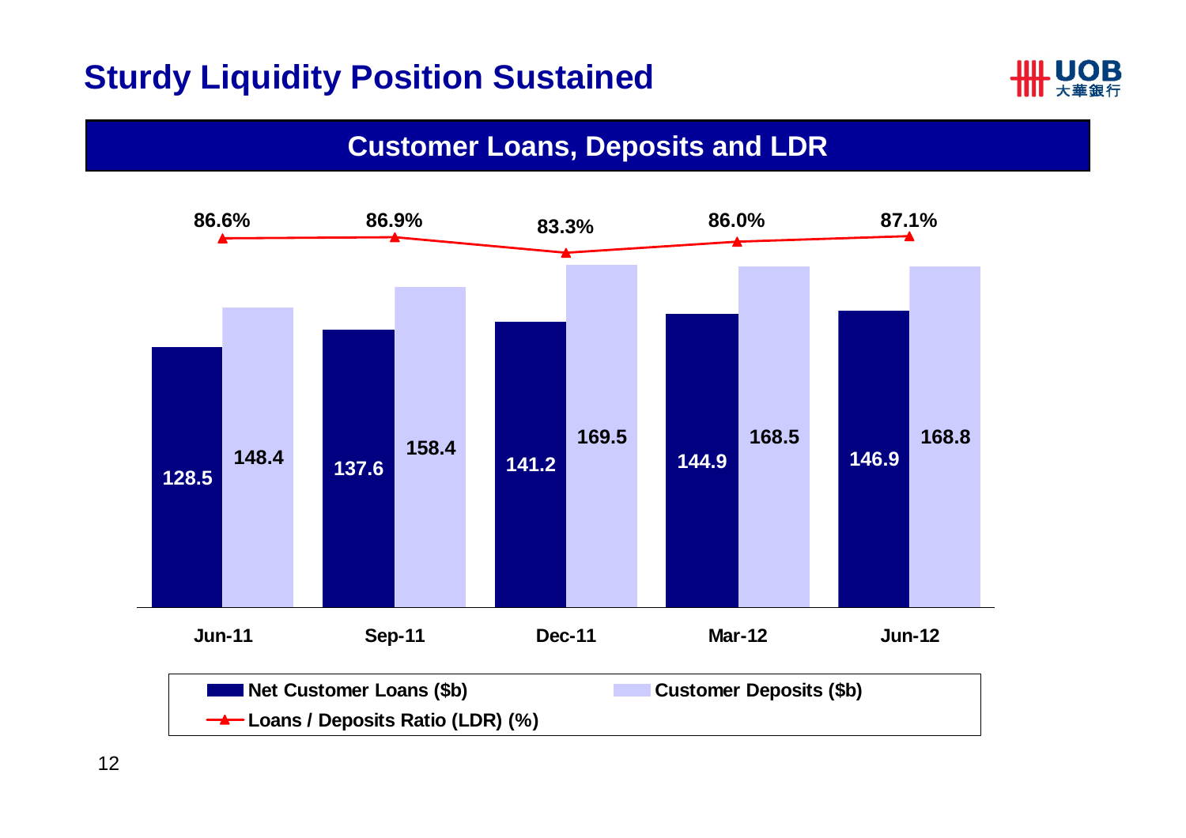# Sturdy Liquidity Position Sustained

## Customer Loans, Deposits and LDR

| | Jun-11 | Sep-11 | Dec-11 | Mar-12 | Jun-12 |
|---|---|---|---|---|---|
| Net Customer Loans ($b) | 128.5 | 137.6 | 141.2 | 144.9 | 146.9 |
| Customer Deposits ($b) | 148.4 | 158.4 | 169.5 | 168.5 | 168.8 |
| Loans / Deposits Ratio (LDR) (%) | 86.6% | 86.9% | 83.3% | 86.0% | 87.1% |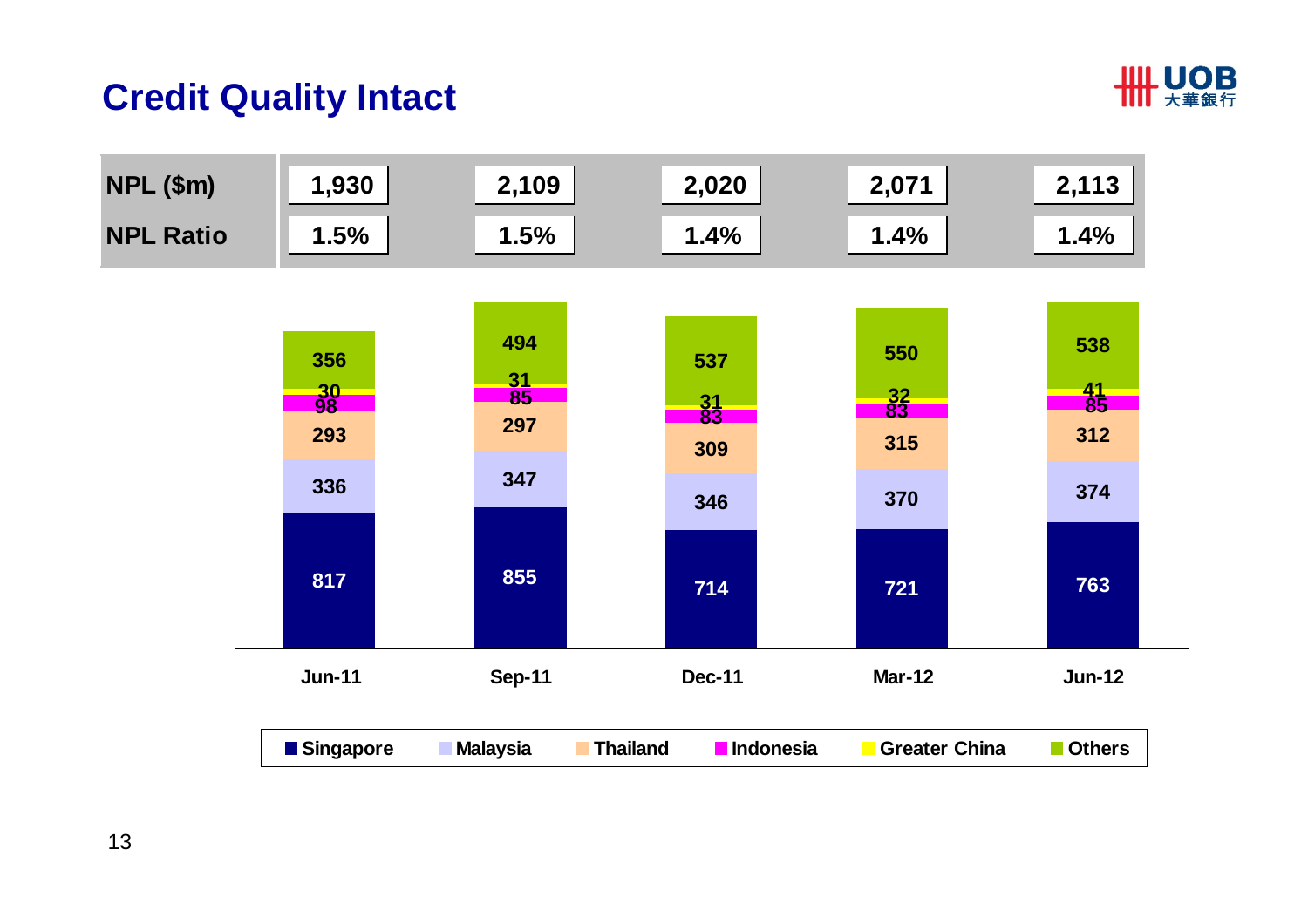# Credit Quality Intact

| | Jun-11 | Sep-11 | Dec-11 | Mar-12 | Jun-12 |
|---|---|---|---|---|---|
| NPL ($m) | 1,930 | 2,109 | 2,020 | 2,071 | 2,113 |
| NPL Ratio | 1.5% | 1.5% | 1.4% | 1.4% | 1.4% |

| | Jun-11 | Sep-11 | Dec-11 | Mar-12 | Jun-12 |
|---|---|---|---|---|---|
| Singapore | 817 | 855 | 714 | 721 | 763 |
| Malaysia | 336 | 347 | 346 | 370 | 374 |
| Thailand | 293 | 297 | 309 | 315 | 312 |
| Indonesia | 98 | 85 | 83 | 83 | 85 |
| Greater China | 30 | 31 | 31 | 32 | 41 |
| Others | 356 | 494 | 537 | 550 | 538 |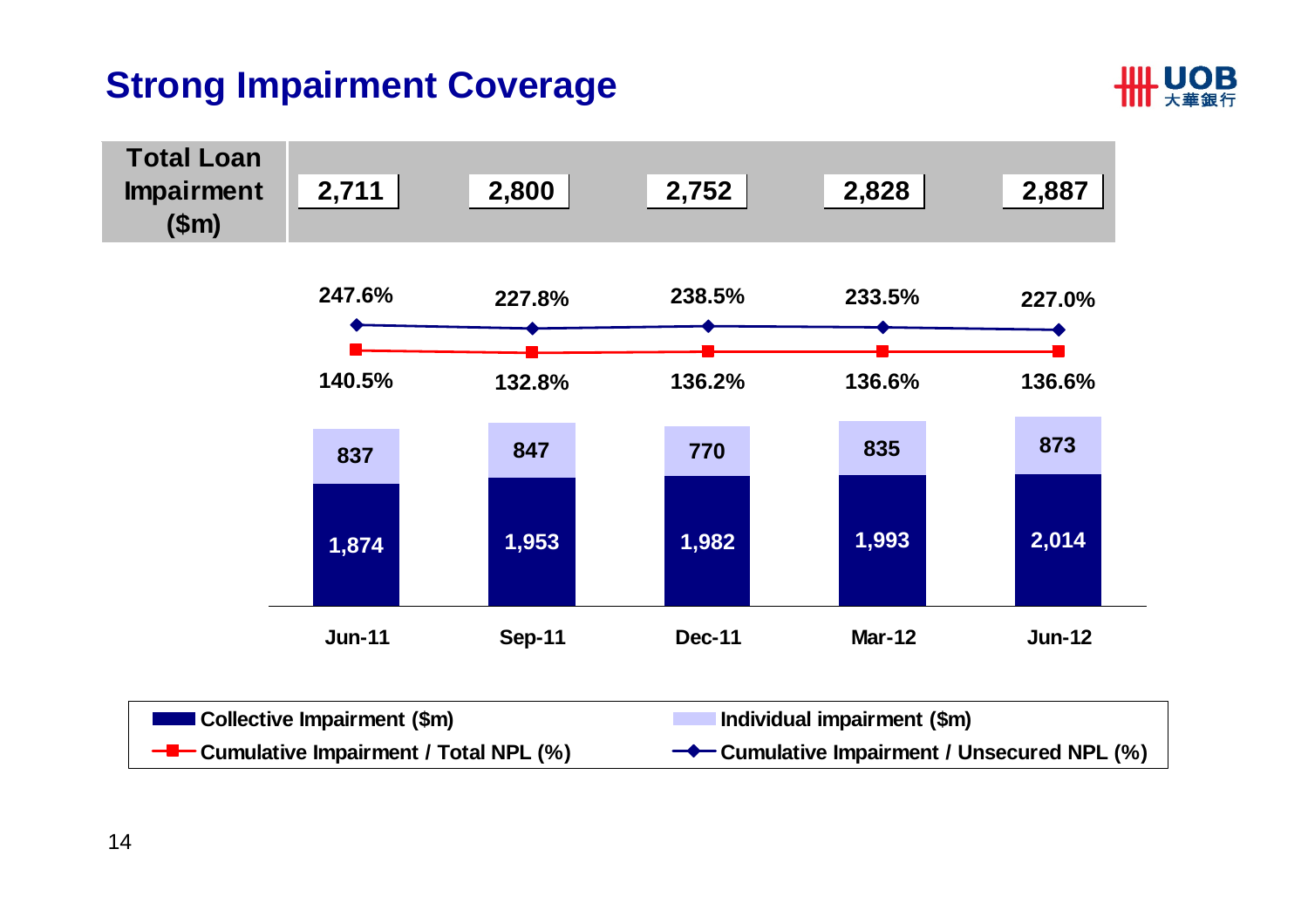# Strong Impairment Coverage

| | Jun-11 | Sep-11 | Dec-11 | Mar-12 | Jun-12 |
|---|---|---|---|---|---|
| Total Loan Impairment ($m) | 2,711 | 2,800 | 2,752 | 2,828 | 2,887 |
| Collective Impairment ($m) | 1,874 | 1,953 | 1,982 | 1,993 | 2,014 |
| Individual impairment ($m) | 837 | 847 | 770 | 835 | 873 |
| Cumulative Impairment / Total NPL (%) | 140.5% | 132.8% | 136.2% | 136.6% | 136.6% |
| Cumulative Impairment / Unsecured NPL (%) | 247.6% | 227.8% | 238.5% | 233.5% | 227.0% |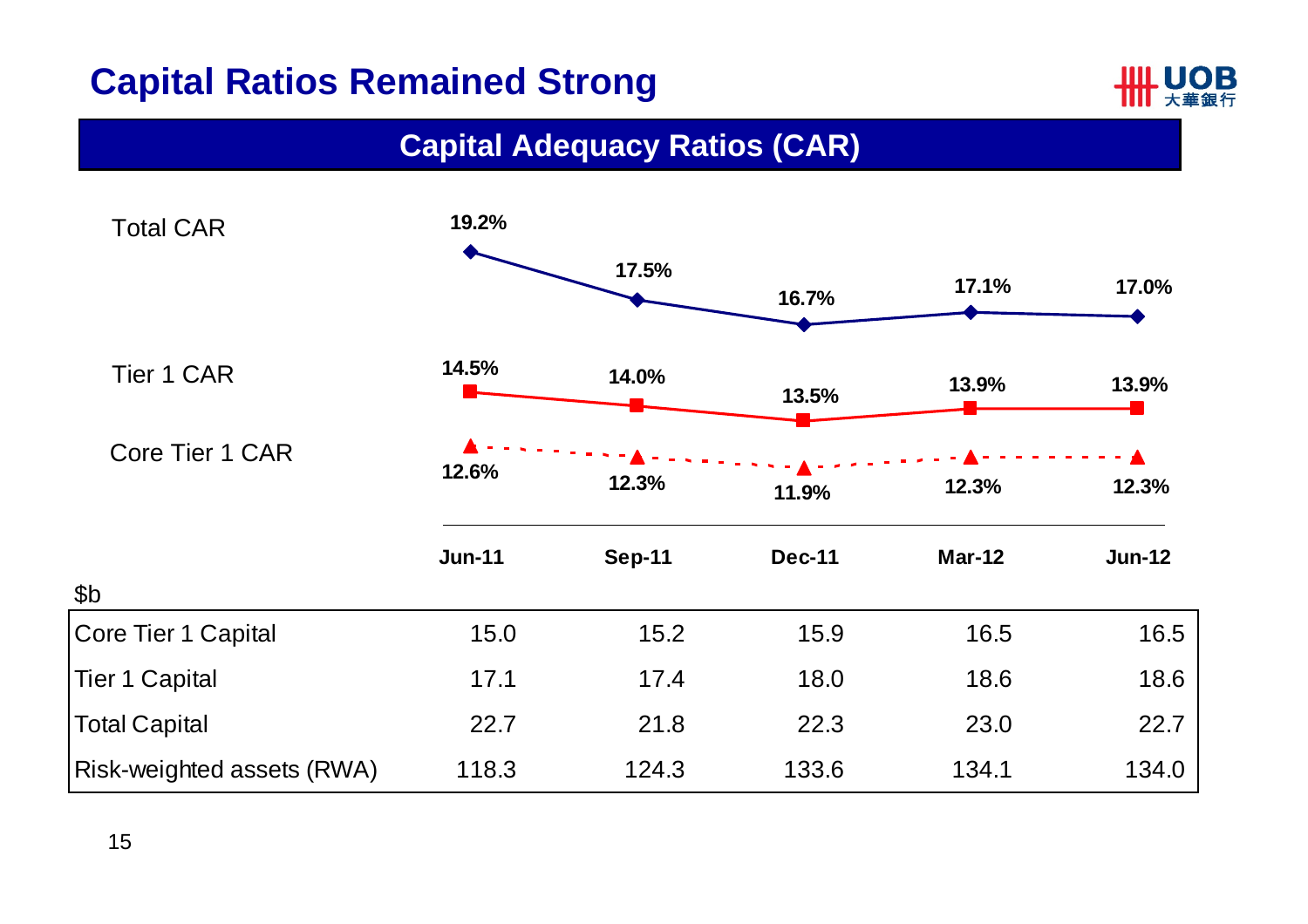# Capital Ratios Remained Strong

## Capital Adequacy Ratios (CAR)

| | Jun-11 | Sep-11 | Dec-11 | Mar-12 | Jun-12 |
|---|---|---|---|---|---|
| Total CAR | 19.2% | 17.5% | 16.7% | 17.1% | 17.0% |
| Tier 1 CAR | 14.5% | 14.0% | 13.5% | 13.9% | 13.9% |
| Core Tier 1 CAR | 12.6% | 12.3% | 11.9% | 12.3% | 12.3% |

| $b | Jun-11 | Sep-11 | Dec-11 | Mar-12 | Jun-12 |
|---|---|---|---|---|---|
| Core Tier 1 Capital | 15.0 | 15.2 | 15.9 | 16.5 | 16.5 |
| Tier 1 Capital | 17.1 | 17.4 | 18.0 | 18.6 | 18.6 |
| Total Capital | 22.7 | 21.8 | 22.3 | 23.0 | 22.7 |
| Risk-weighted assets (RWA) | 118.3 | 124.3 | 133.6 | 134.1 | 134.0 |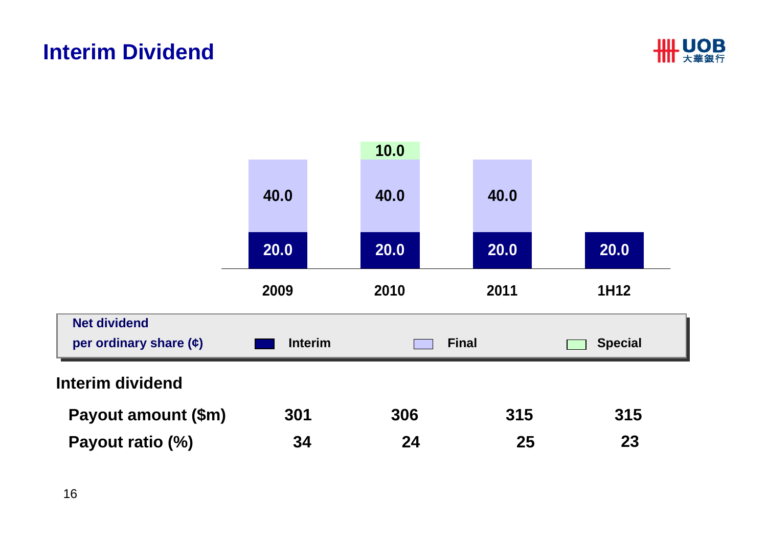# Interim Dividend

Net dividend per ordinary share (¢)

| | 2009 | 2010 | 2011 | 1H12 |
|---|---|---|---|---|
| Interim | 20.0 | 20.0 | 20.0 | 20.0 |
| Final | 40.0 | 40.0 | 40.0 | |
| Special | | 10.0 | | |

**Interim dividend**

| | 2009 | 2010 | 2011 | 1H12 |
|---|---|---|---|---|
| **Payout amount ($m)** | 301 | 306 | 315 | 315 |
| **Payout ratio (%)** | 34 | 24 | 25 | 23 |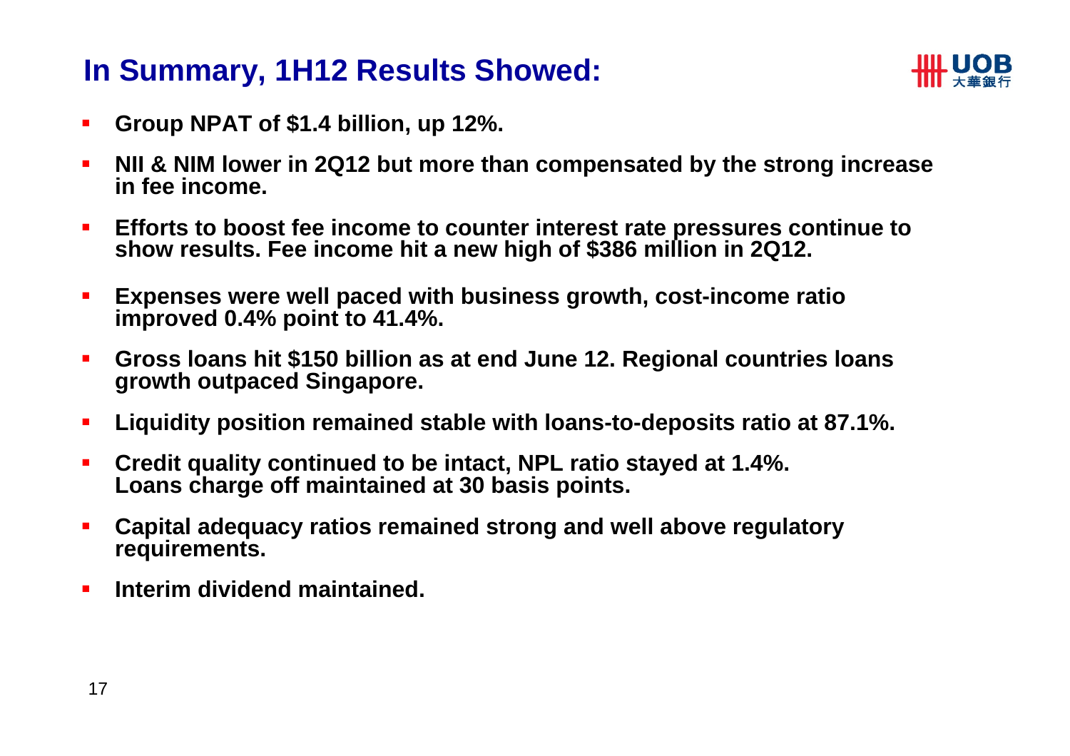# In Summary, 1H12 Results Showed:

- **Group NPAT of $1.4 billion, up 12%.**
- **NII & NIM lower in 2Q12 but more than compensated by the strong increase in fee income.**
- **Efforts to boost fee income to counter interest rate pressures continue to show results. Fee income hit a new high of $386 million in 2Q12.**
- **Expenses were well paced with business growth, cost-income ratio improved 0.4% point to 41.4%.**
- **Gross loans hit $150 billion as at end June 12. Regional countries loans growth outpaced Singapore.**
- **Liquidity position remained stable with loans-to-deposits ratio at 87.1%.**
- **Credit quality continued to be intact, NPL ratio stayed at 1.4%. Loans charge off maintained at 30 basis points.**
- **Capital adequacy ratios remained strong and well above regulatory requirements.**
- **Interim dividend maintained.**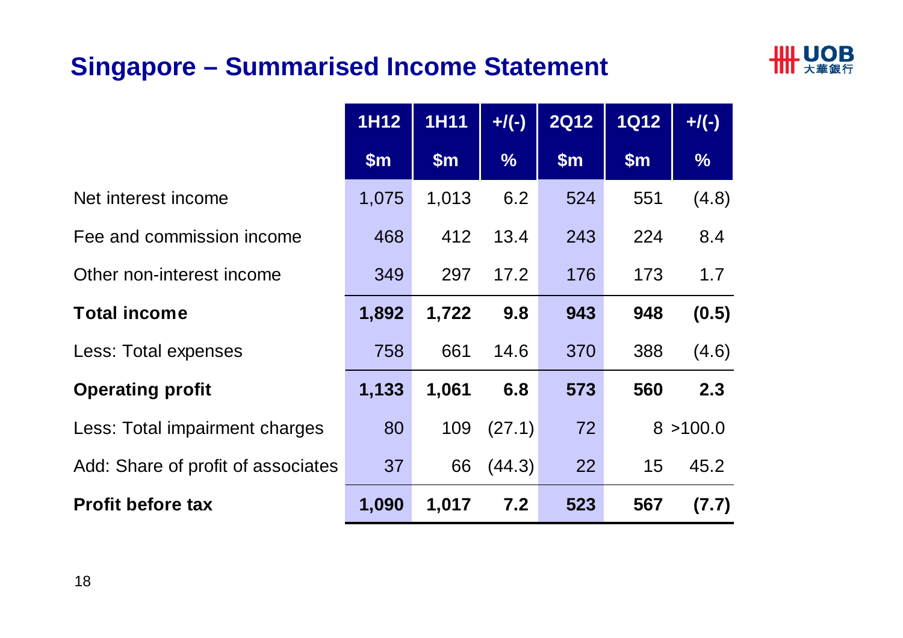# Singapore – Summarised Income Statement

| | 1H12 | 1H11 | +/(-) | 2Q12 | 1Q12 | +/(-) |
|---|---|---|---|---|---|---|
| | $m | $m | % | $m | $m | % |
| Net interest income | 1,075 | 1,013 | 6.2 | 524 | 551 | (4.8) |
| Fee and commission income | 468 | 412 | 13.4 | 243 | 224 | 8.4 |
| Other non-interest income | 349 | 297 | 17.2 | 176 | 173 | 1.7 |
| **Total income** | **1,892** | **1,722** | **9.8** | **943** | **948** | **(0.5)** |
| Less: Total expenses | 758 | 661 | 14.6 | 370 | 388 | (4.6) |
| **Operating profit** | **1,133** | **1,061** | **6.8** | **573** | **560** | **2.3** |
| Less: Total impairment charges | 80 | 109 | (27.1) | 72 | 8 | >100.0 |
| Add: Share of profit of associates | 37 | 66 | (44.3) | 22 | 15 | 45.2 |
| **Profit before tax** | **1,090** | **1,017** | **7.2** | **523** | **567** | **(7.7)** |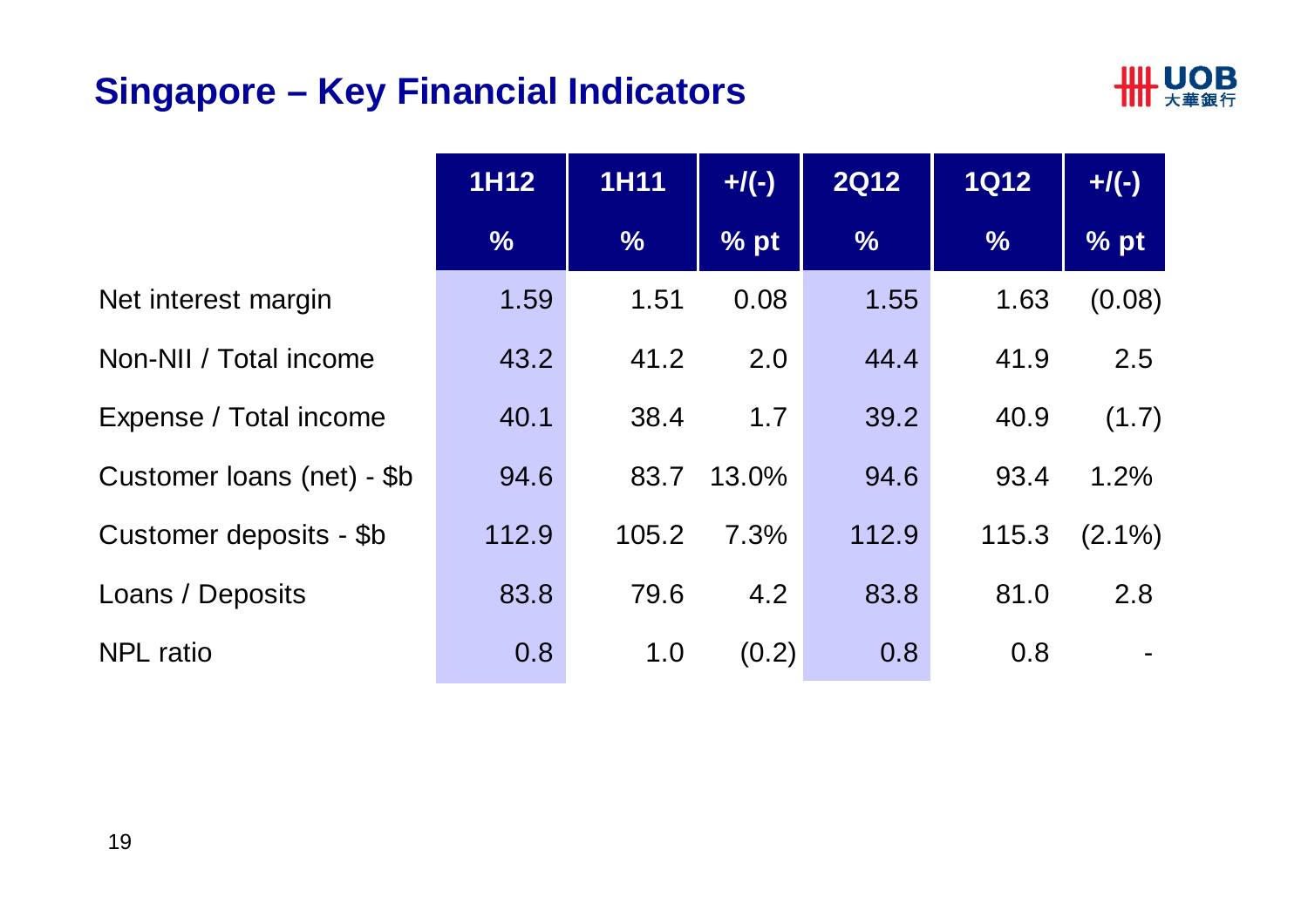# Singapore – Key Financial Indicators

| | 1H12 | 1H11 | +/(-) | 2Q12 | 1Q12 | +/(-) |
|---|---|---|---|---|---|---|
| | % | % | % pt | % | % | % pt |
| Net interest margin | 1.59 | 1.51 | 0.08 | 1.55 | 1.63 | (0.08) |
| Non-NII / Total income | 43.2 | 41.2 | 2.0 | 44.4 | 41.9 | 2.5 |
| Expense / Total income | 40.1 | 38.4 | 1.7 | 39.2 | 40.9 | (1.7) |
| Customer loans (net) - $b | 94.6 | 83.7 | 13.0% | 94.6 | 93.4 | 1.2% |
| Customer deposits - $b | 112.9 | 105.2 | 7.3% | 112.9 | 115.3 | (2.1%) |
| Loans / Deposits | 83.8 | 79.6 | 4.2 | 83.8 | 81.0 | 2.8 |
| NPL ratio | 0.8 | 1.0 | (0.2) | 0.8 | 0.8 | - |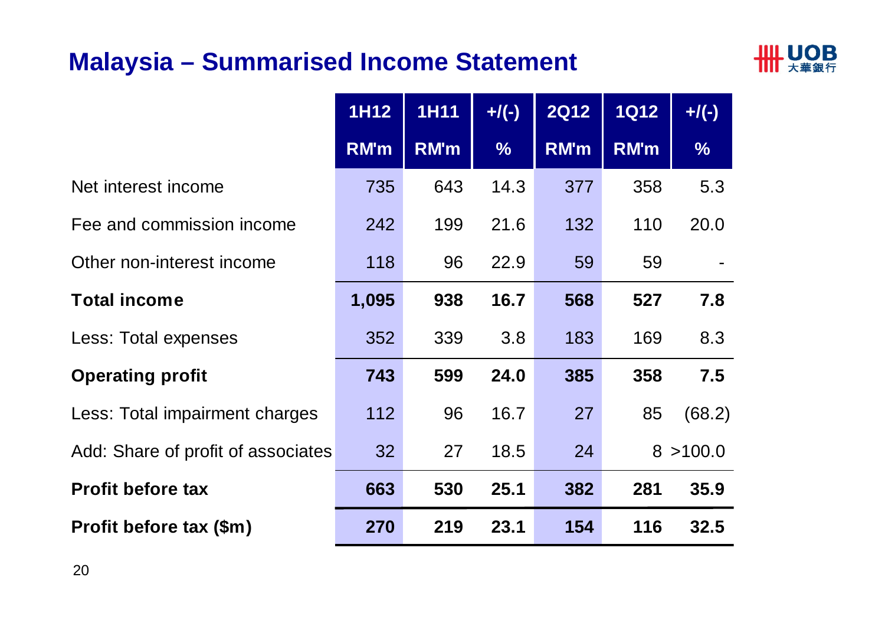## Malaysia – Summarised Income Statement

| | 1H12 | 1H11 | +/(-) | 2Q12 | 1Q12 | +/(-) |
|---|---|---|---|---|---|---|
| | RM'm | RM'm | % | RM'm | RM'm | % |
| Net interest income | 735 | 643 | 14.3 | 377 | 358 | 5.3 |
| Fee and commission income | 242 | 199 | 21.6 | 132 | 110 | 20.0 |
| Other non-interest income | 118 | 96 | 22.9 | 59 | 59 | - |
| **Total income** | **1,095** | **938** | **16.7** | **568** | **527** | **7.8** |
| Less: Total expenses | 352 | 339 | 3.8 | 183 | 169 | 8.3 |
| **Operating profit** | **743** | **599** | **24.0** | **385** | **358** | **7.5** |
| Less: Total impairment charges | 112 | 96 | 16.7 | 27 | 85 | (68.2) |
| Add: Share of profit of associates | 32 | 27 | 18.5 | 24 | 8 | >100.0 |
| **Profit before tax** | **663** | **530** | **25.1** | **382** | **281** | **35.9** |
| **Profit before tax ($m)** | **270** | **219** | **23.1** | **154** | **116** | **32.5** |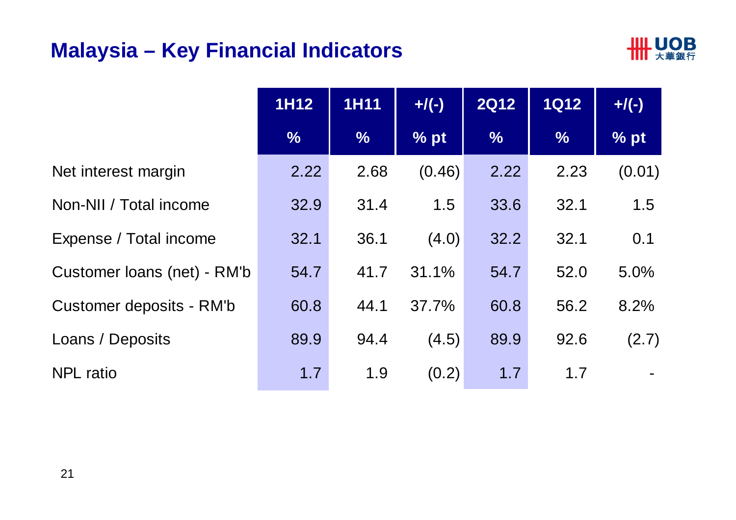## Malaysia – Key Financial Indicators

| | 1H12 | 1H11 | +/(-) | 2Q12 | 1Q12 | +/(-) |
|---|---|---|---|---|---|---|
| | % | % | % pt | % | % | % pt |
| Net interest margin | 2.22 | 2.68 | (0.46) | 2.22 | 2.23 | (0.01) |
| Non-NII / Total income | 32.9 | 31.4 | 1.5 | 33.6 | 32.1 | 1.5 |
| Expense / Total income | 32.1 | 36.1 | (4.0) | 32.2 | 32.1 | 0.1 |
| Customer loans (net) - RM'b | 54.7 | 41.7 | 31.1% | 54.7 | 52.0 | 5.0% |
| Customer deposits - RM'b | 60.8 | 44.1 | 37.7% | 60.8 | 56.2 | 8.2% |
| Loans / Deposits | 89.9 | 94.4 | (4.5) | 89.9 | 92.6 | (2.7) |
| NPL ratio | 1.7 | 1.9 | (0.2) | 1.7 | 1.7 | - |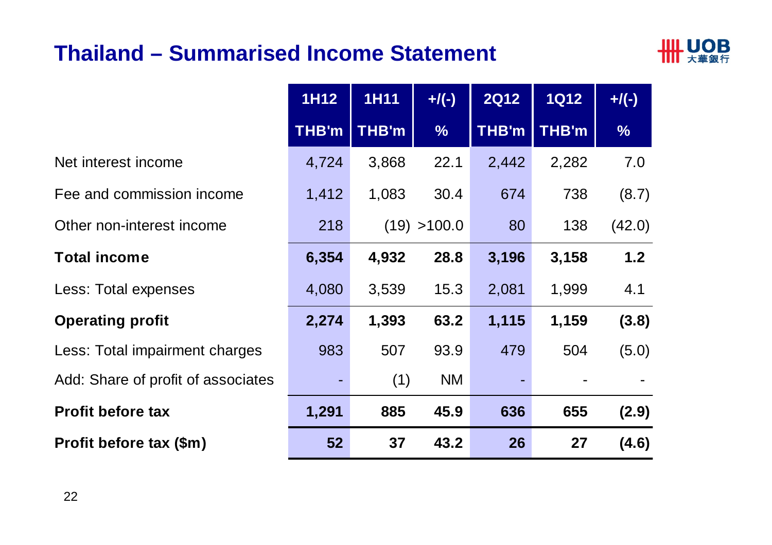# Thailand – Summarised Income Statement

| | 1H12 | 1H11 | +/(-) | 2Q12 | 1Q12 | +/(-) |
|---|---|---|---|---|---|---|
| | THB'm | THB'm | % | THB'm | THB'm | % |
| Net interest income | 4,724 | 3,868 | 22.1 | 2,442 | 2,282 | 7.0 |
| Fee and commission income | 1,412 | 1,083 | 30.4 | 674 | 738 | (8.7) |
| Other non-interest income | 218 | (19) | >100.0 | 80 | 138 | (42.0) |
| **Total income** | **6,354** | **4,932** | **28.8** | **3,196** | **3,158** | **1.2** |
| Less: Total expenses | 4,080 | 3,539 | 15.3 | 2,081 | 1,999 | 4.1 |
| **Operating profit** | **2,274** | **1,393** | **63.2** | **1,115** | **1,159** | **(3.8)** |
| Less: Total impairment charges | 983 | 507 | 93.9 | 479 | 504 | (5.0) |
| Add: Share of profit of associates | - | (1) | NM | - | - | - |
| **Profit before tax** | **1,291** | **885** | **45.9** | **636** | **655** | **(2.9)** |
| **Profit before tax ($m)** | **52** | **37** | **43.2** | **26** | **27** | **(4.6)** |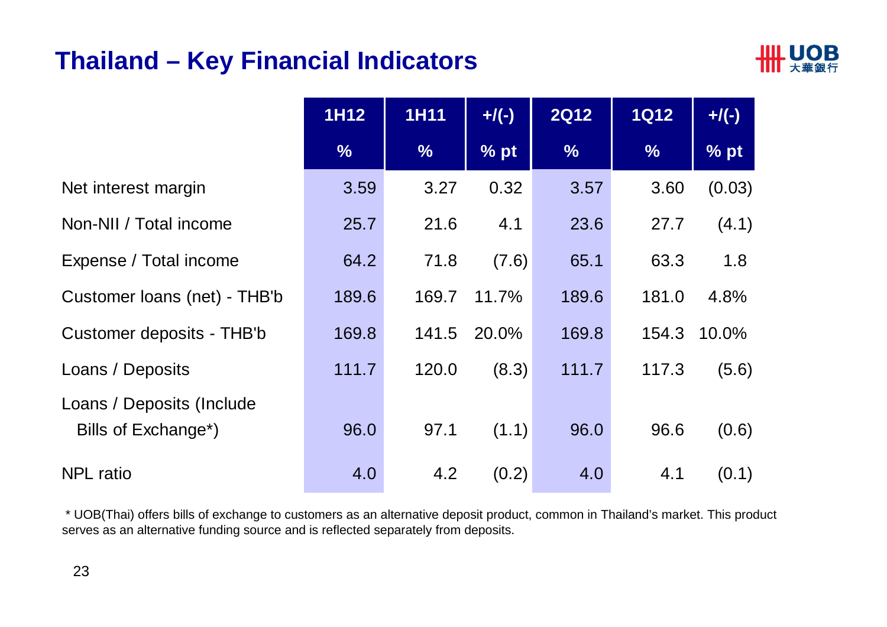# Thailand – Key Financial Indicators

| | 1H12 | 1H11 | +/(-) | 2Q12 | 1Q12 | +/(-) |
|---|---|---|---|---|---|---|
| | % | % | % pt | % | % | % pt |
| Net interest margin | 3.59 | 3.27 | 0.32 | 3.57 | 3.60 | (0.03) |
| Non-NII / Total income | 25.7 | 21.6 | 4.1 | 23.6 | 27.7 | (4.1) |
| Expense / Total income | 64.2 | 71.8 | (7.6) | 65.1 | 63.3 | 1.8 |
| Customer loans (net) - THB'b | 189.6 | 169.7 | 11.7% | 189.6 | 181.0 | 4.8% |
| Customer deposits - THB'b | 169.8 | 141.5 | 20.0% | 169.8 | 154.3 | 10.0% |
| Loans / Deposits | 111.7 | 120.0 | (8.3) | 111.7 | 117.3 | (5.6) |
| Loans / Deposits (Include Bills of Exchange*) | 96.0 | 97.1 | (1.1) | 96.0 | 96.6 | (0.6) |
| NPL ratio | 4.0 | 4.2 | (0.2) | 4.0 | 4.1 | (0.1) |

* UOB(Thai) offers bills of exchange to customers as an alternative deposit product, common in Thailand's market. This product serves as an alternative funding source and is reflected separately from deposits.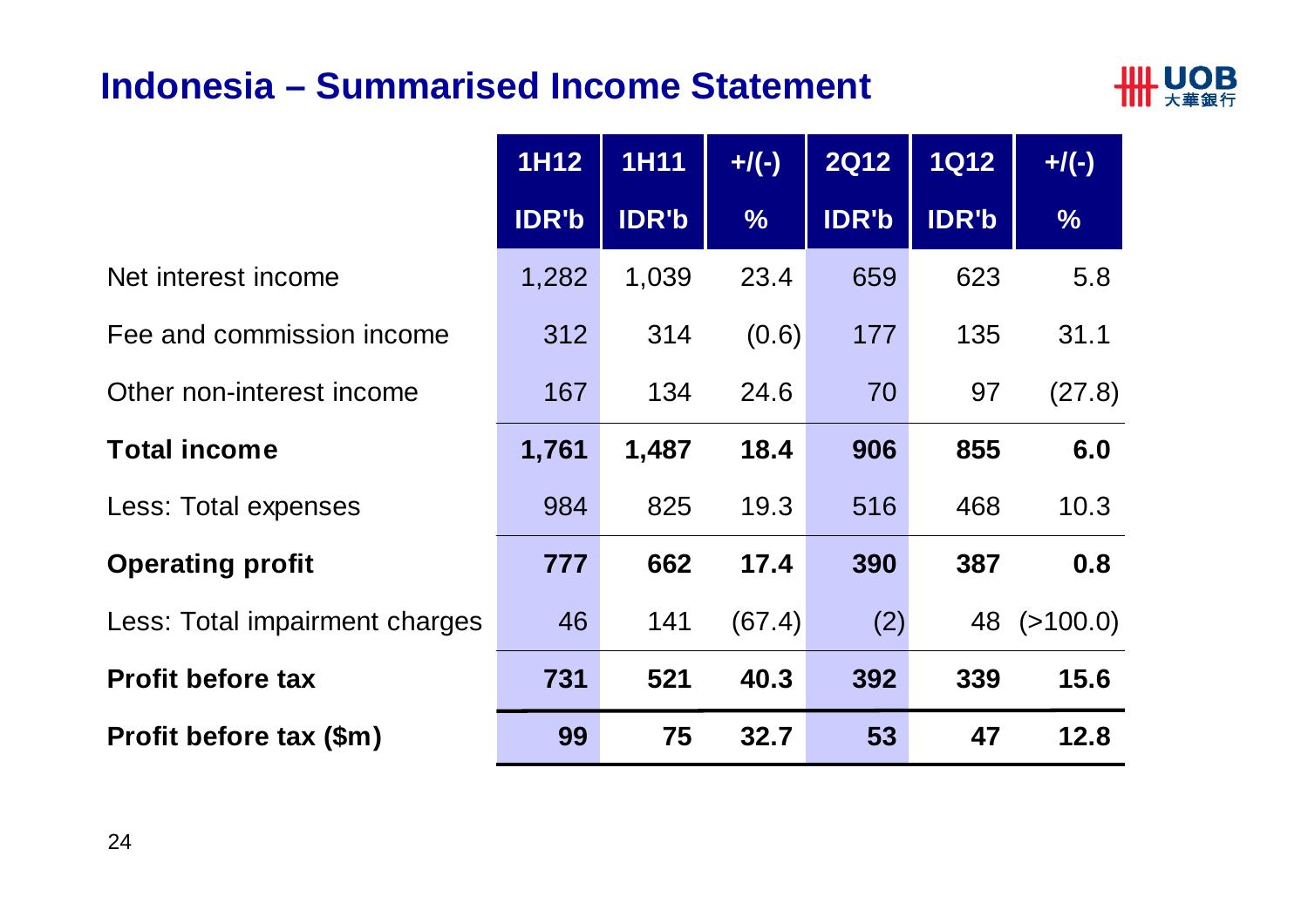# Indonesia – Summarised Income Statement

| | 1H12 | 1H11 | +/(-) | 2Q12 | 1Q12 | +/(-) |
|---|---|---|---|---|---|---|
| | IDR'b | IDR'b | % | IDR'b | IDR'b | % |
| Net interest income | 1,282 | 1,039 | 23.4 | 659 | 623 | 5.8 |
| Fee and commission income | 312 | 314 | (0.6) | 177 | 135 | 31.1 |
| Other non-interest income | 167 | 134 | 24.6 | 70 | 97 | (27.8) |
| **Total income** | **1,761** | **1,487** | **18.4** | **906** | **855** | **6.0** |
| Less: Total expenses | 984 | 825 | 19.3 | 516 | 468 | 10.3 |
| **Operating profit** | **777** | **662** | **17.4** | **390** | **387** | **0.8** |
| Less: Total impairment charges | 46 | 141 | (67.4) | (2) | 48 | (>100.0) |
| **Profit before tax** | **731** | **521** | **40.3** | **392** | **339** | **15.6** |
| **Profit before tax ($m)** | **99** | **75** | **32.7** | **53** | **47** | **12.8** |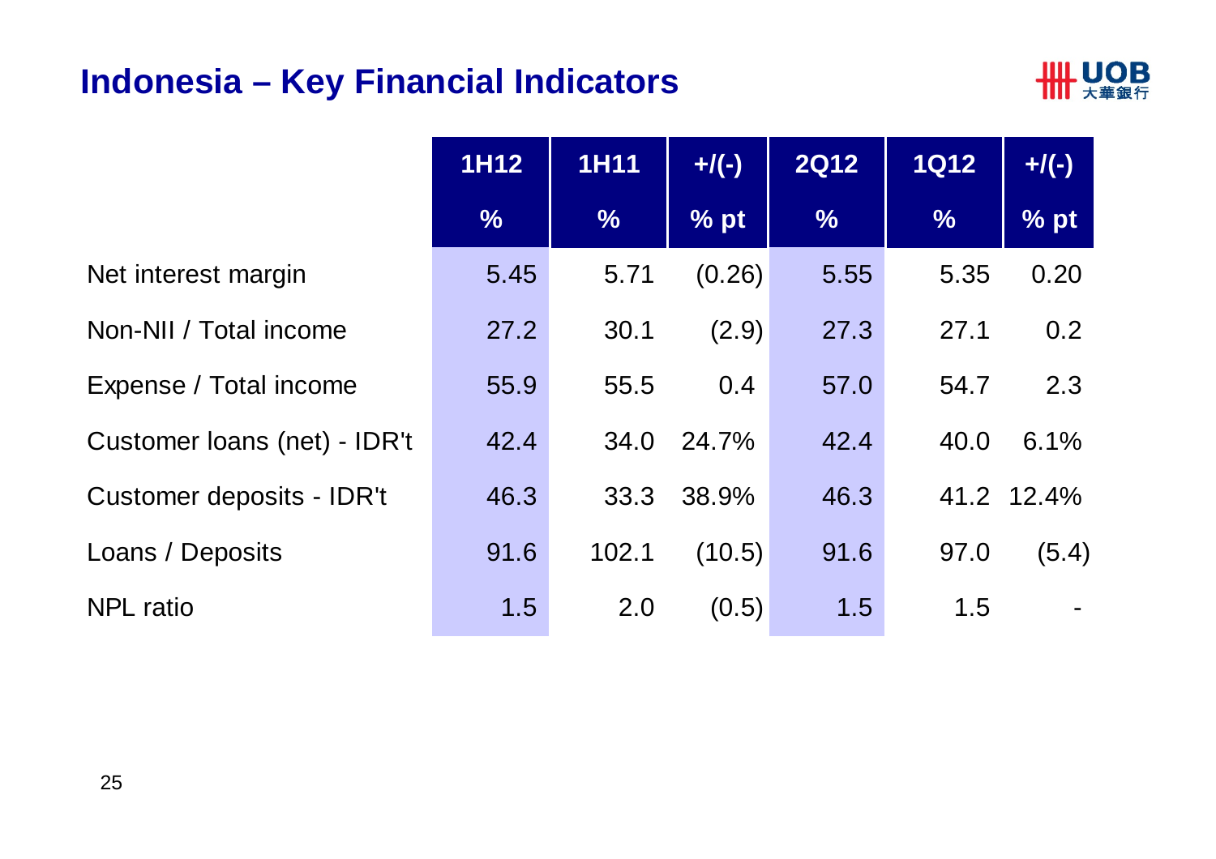# Indonesia – Key Financial Indicators

| | 1H12 | 1H11 | +/(-) | 2Q12 | 1Q12 | +/(-) |
|---|---|---|---|---|---|---|
| | % | % | % pt | % | % | % pt |
| Net interest margin | 5.45 | 5.71 | (0.26) | 5.55 | 5.35 | 0.20 |
| Non-NII / Total income | 27.2 | 30.1 | (2.9) | 27.3 | 27.1 | 0.2 |
| Expense / Total income | 55.9 | 55.5 | 0.4 | 57.0 | 54.7 | 2.3 |
| Customer loans (net) - IDR't | 42.4 | 34.0 | 24.7% | 42.4 | 40.0 | 6.1% |
| Customer deposits - IDR't | 46.3 | 33.3 | 38.9% | 46.3 | 41.2 | 12.4% |
| Loans / Deposits | 91.6 | 102.1 | (10.5) | 91.6 | 97.0 | (5.4) |
| NPL ratio | 1.5 | 2.0 | (0.5) | 1.5 | 1.5 | - |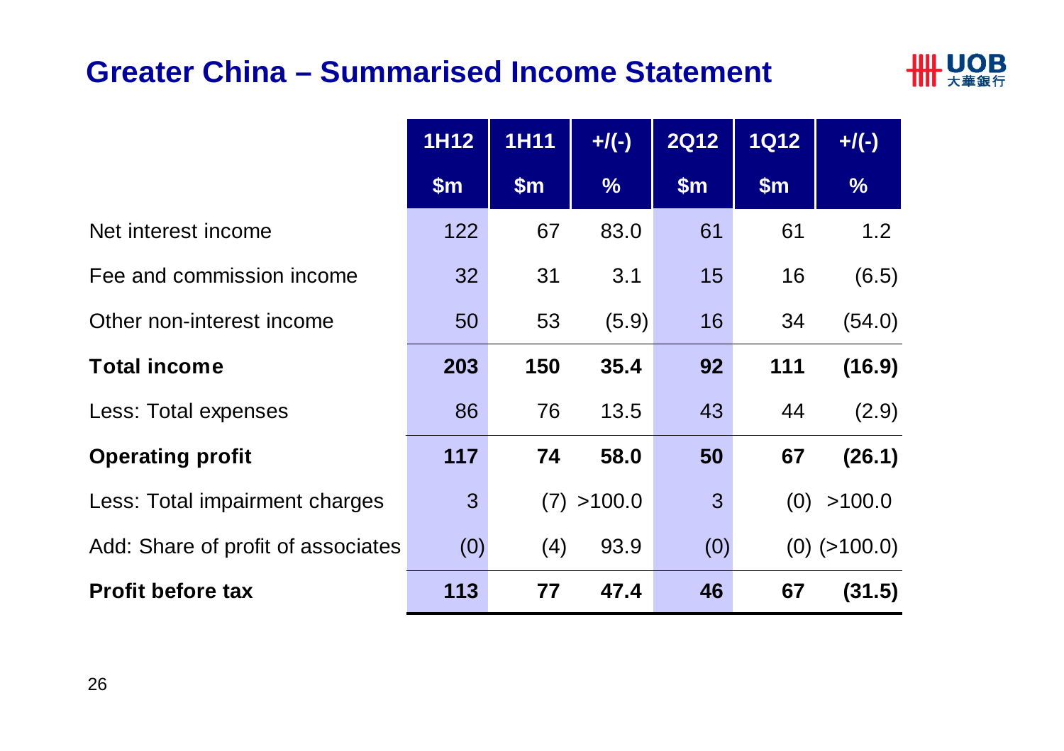# Greater China – Summarised Income Statement

| | 1H12 | 1H11 | +/(-) | 2Q12 | 1Q12 | +/(-) |
|---|---|---|---|---|---|---|
| | $m | $m | % | $m | $m | % |
| Net interest income | 122 | 67 | 83.0 | 61 | 61 | 1.2 |
| Fee and commission income | 32 | 31 | 3.1 | 15 | 16 | (6.5) |
| Other non-interest income | 50 | 53 | (5.9) | 16 | 34 | (54.0) |
| **Total income** | **203** | **150** | **35.4** | **92** | **111** | **(16.9)** |
| Less: Total expenses | 86 | 76 | 13.5 | 43 | 44 | (2.9) |
| **Operating profit** | **117** | **74** | **58.0** | **50** | **67** | **(26.1)** |
| Less: Total impairment charges | 3 | (7) | >100.0 | 3 | (0) | >100.0 |
| Add: Share of profit of associates | (0) | (4) | 93.9 | (0) | (0) | (>100.0) |
| **Profit before tax** | **113** | **77** | **47.4** | **46** | **67** | **(31.5)** |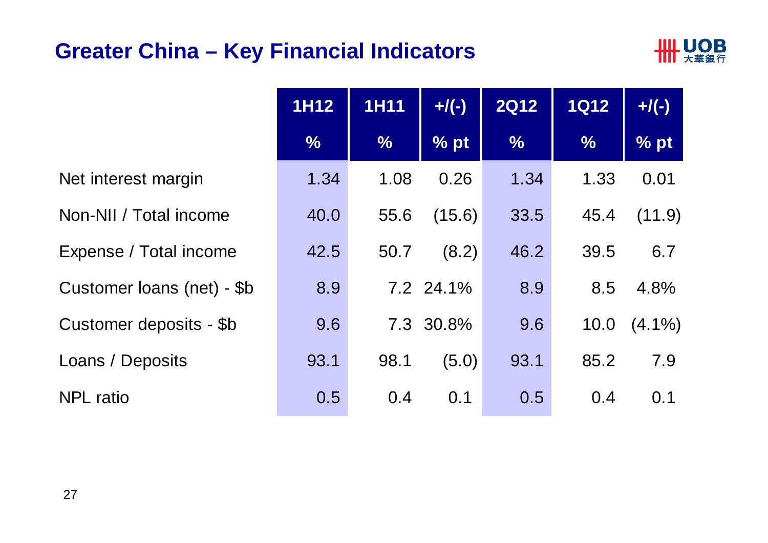# Greater China – Key Financial Indicators

| | 1H12 | 1H11 | +/(-) | 2Q12 | 1Q12 | +/(-) |
|---|---|---|---|---|---|---|
| | % | % | % pt | % | % | % pt |
| Net interest margin | 1.34 | 1.08 | 0.26 | 1.34 | 1.33 | 0.01 |
| Non-NII / Total income | 40.0 | 55.6 | (15.6) | 33.5 | 45.4 | (11.9) |
| Expense / Total income | 42.5 | 50.7 | (8.2) | 46.2 | 39.5 | 6.7 |
| Customer loans (net) - $b | 8.9 | 7.2 | 24.1% | 8.9 | 8.5 | 4.8% |
| Customer deposits - $b | 9.6 | 7.3 | 30.8% | 9.6 | 10.0 | (4.1%) |
| Loans / Deposits | 93.1 | 98.1 | (5.0) | 93.1 | 85.2 | 7.9 |
| NPL ratio | 0.5 | 0.4 | 0.1 | 0.5 | 0.4 | 0.1 |